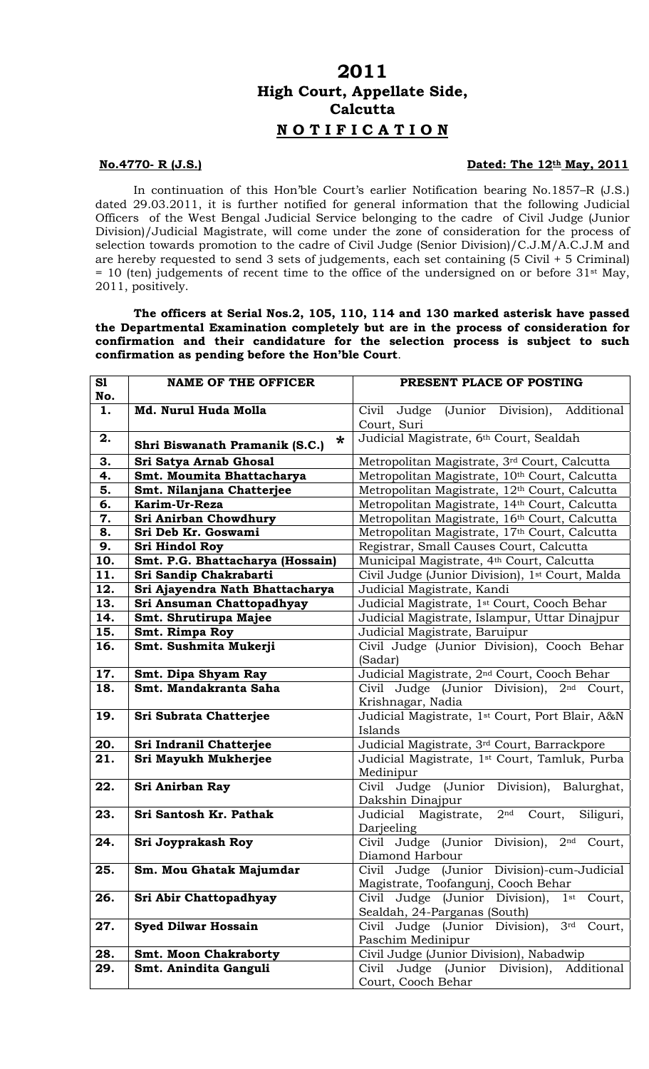# 2011
## High Court, Appellate Side,
## Calcutta
## **N O T I F I C A T I O N**

**No.4770- R (J.S.)** **Dated: The 12th May, 2011**

In continuation of this Hon'ble Court's earlier Notification bearing No.1857–R (J.S.) dated 29.03.2011, it is further notified for general information that the following Judicial Officers of the West Bengal Judicial Service belonging to the cadre of Civil Judge (Junior Division)/Judicial Magistrate, will come under the zone of consideration for the process of selection towards promotion to the cadre of Civil Judge (Senior Division)/C.J.M/A.C.J.M and are hereby requested to send 3 sets of judgements, each set containing (5 Civil + 5 Criminal) = 10 (ten) judgements of recent time to the office of the undersigned on or before 31st May, 2011, positively.

**The officers at Serial Nos.2, 105, 110, 114 and 130 marked asterisk have passed the Departmental Examination completely but are in the process of consideration for confirmation and their candidature for the selection process is subject to such confirmation as pending before the Hon'ble Court.**

| Sl No. | NAME OF THE OFFICER | PRESENT PLACE OF POSTING |
|---|---|---|
| 1. | **Md. Nurul Huda Molla** | Civil Judge (Junior Division), Additional Court, Suri |
| 2. | **Shri Biswanath Pramanik (S.C.)** * | Judicial Magistrate, 6th Court, Sealdah |
| 3. | **Sri Satya Arnab Ghosal** | Metropolitan Magistrate, 3rd Court, Calcutta |
| 4. | **Smt. Moumita Bhattacharya** | Metropolitan Magistrate, 10th Court, Calcutta |
| 5. | **Smt. Nilanjana Chatterjee** | Metropolitan Magistrate, 12th Court, Calcutta |
| 6. | **Karim-Ur-Reza** | Metropolitan Magistrate, 14th Court, Calcutta |
| 7. | **Sri Anirban Chowdhury** | Metropolitan Magistrate, 16th Court, Calcutta |
| 8. | **Sri Deb Kr. Goswami** | Metropolitan Magistrate, 17th Court, Calcutta |
| 9. | **Sri Hindol Roy** | Registrar, Small Causes Court, Calcutta |
| 10. | **Smt. P.G. Bhattacharya (Hossain)** | Municipal Magistrate, 4th Court, Calcutta |
| 11. | **Sri Sandip Chakrabarti** | Civil Judge (Junior Division), 1st Court, Malda |
| 12. | **Sri Ajayendra Nath Bhattacharya** | Judicial Magistrate, Kandi |
| 13. | **Sri Ansuman Chattopadhyay** | Judicial Magistrate, 1st Court, Cooch Behar |
| 14. | **Smt. Shrutirupa Majee** | Judicial Magistrate, Islampur, Uttar Dinajpur |
| 15. | **Smt. Rimpa Roy** | Judicial Magistrate, Baruipur |
| 16. | **Smt. Sushmita Mukerji** | Civil Judge (Junior Division), Cooch Behar (Sadar) |
| 17. | **Smt. Dipa Shyam Ray** | Judicial Magistrate, 2nd Court, Cooch Behar |
| 18. | **Smt. Mandakranta Saha** | Civil Judge (Junior Division), 2nd Court, Krishnagar, Nadia |
| 19. | **Sri Subrata Chatterjee** | Judicial Magistrate, 1st Court, Port Blair, A&N Islands |
| 20. | **Sri Indranil Chatterjee** | Judicial Magistrate, 3rd Court, Barrackpore |
| 21. | **Sri Mayukh Mukherjee** | Judicial Magistrate, 1st Court, Tamluk, Purba Medinipur |
| 22. | **Sri Anirban Ray** | Civil Judge (Junior Division), Balurghat, Dakshin Dinajpur |
| 23. | **Sri Santosh Kr. Pathak** | Judicial Magistrate, 2nd Court, Siliguri, Darjeeling |
| 24. | **Sri Joyprakash Roy** | Civil Judge (Junior Division), 2nd Court, Diamond Harbour |
| 25. | **Sm. Mou Ghatak Majumdar** | Civil Judge (Junior Division)-cum-Judicial Magistrate, Toofangunj, Cooch Behar |
| 26. | **Sri Abir Chattopadhyay** | Civil Judge (Junior Division), 1st Court, Sealdah, 24-Parganas (South) |
| 27. | **Syed Dilwar Hossain** | Civil Judge (Junior Division), 3rd Court, Paschim Medinipur |
| 28. | **Smt. Moon Chakraborty** | Civil Judge (Junior Division), Nabadwip |
| 29. | **Smt. Anindita Ganguli** | Civil Judge (Junior Division), Additional Court, Cooch Behar |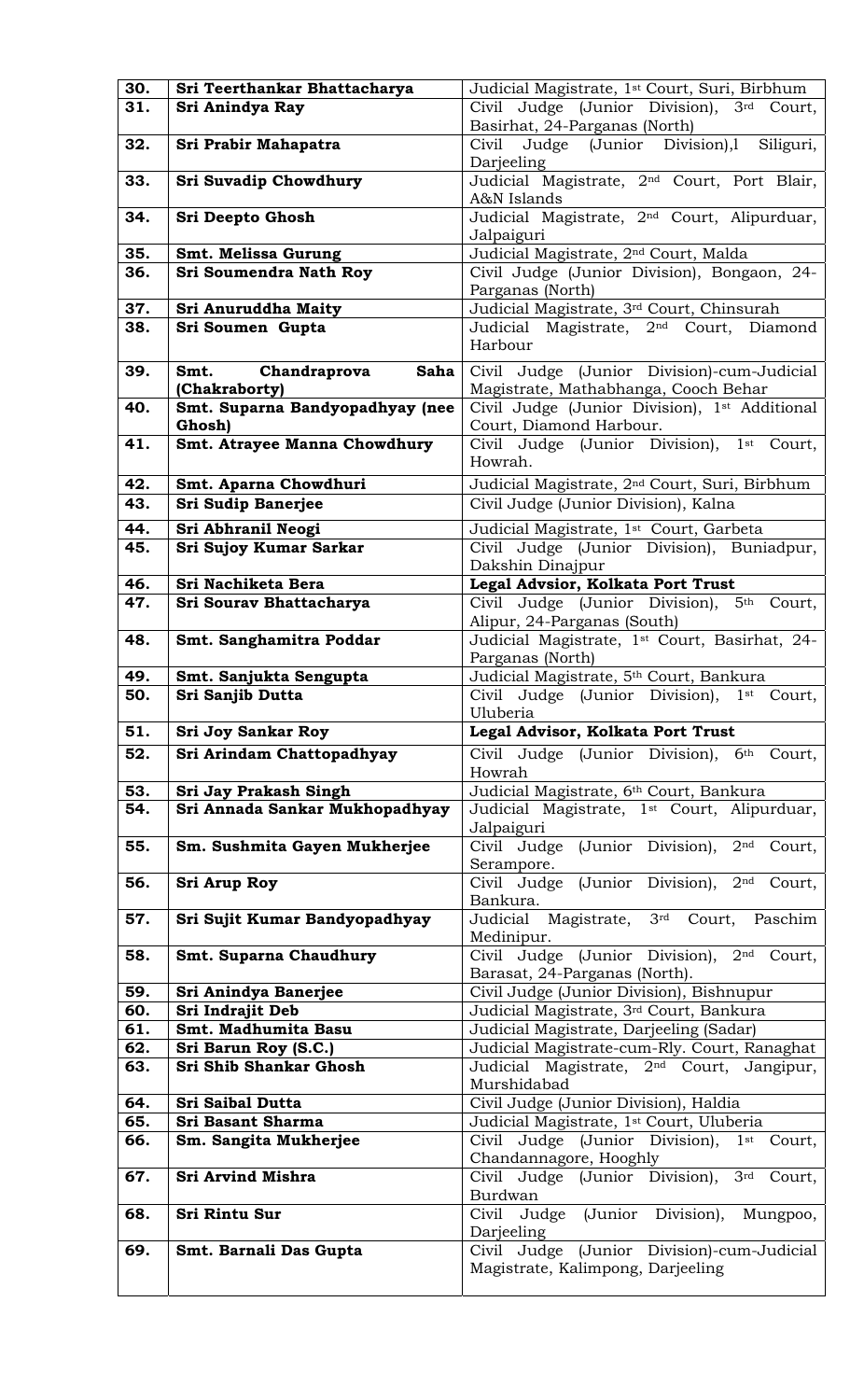| 30. | **Sri Teerthankar Bhattacharya** | Judicial Magistrate, 1st Court, Suri, Birbhum |
|---|---|---|
| 31. | **Sri Anindya Ray** | Civil Judge (Junior Division), 3rd Court, Basirhat, 24-Parganas (North) |
| 32. | **Sri Prabir Mahapatra** | Civil Judge (Junior Division),l Siliguri, Darjeeling |
| 33. | **Sri Suvadip Chowdhury** | Judicial Magistrate, 2nd Court, Port Blair, A&N Islands |
| 34. | **Sri Deepto Ghosh** | Judicial Magistrate, 2nd Court, Alipurduar, Jalpaiguri |
| 35. | **Smt. Melissa Gurung** | Judicial Magistrate, 2nd Court, Malda |
| 36. | **Sri Soumendra Nath Roy** | Civil Judge (Junior Division), Bongaon, 24-Parganas (North) |
| 37. | **Sri Anuruddha Maity** | Judicial Magistrate, 3rd Court, Chinsurah |
| 38. | **Sri Soumen Gupta** | Judicial Magistrate, 2nd Court, Diamond Harbour |
| 39. | **Smt. Chandraprova Saha (Chakraborty)** | Civil Judge (Junior Division)-cum-Judicial Magistrate, Mathabhanga, Cooch Behar |
| 40. | **Smt. Suparna Bandyopadhyay (nee Ghosh)** | Civil Judge (Junior Division), 1st Additional Court, Diamond Harbour. |
| 41. | **Smt. Atrayee Manna Chowdhury** | Civil Judge (Junior Division), 1st Court, Howrah. |
| 42. | **Smt. Aparna Chowdhuri** | Judicial Magistrate, 2nd Court, Suri, Birbhum |
| 43. | **Sri Sudip Banerjee** | Civil Judge (Junior Division), Kalna |
| 44. | **Sri Abhranil Neogi** | Judicial Magistrate, 1st Court, Garbeta |
| 45. | **Sri Sujoy Kumar Sarkar** | Civil Judge (Junior Division), Buniadpur, Dakshin Dinajpur |
| 46. | **Sri Nachiketa Bera** | **Legal Advsior, Kolkata Port Trust** |
| 47. | **Sri Sourav Bhattacharya** | Civil Judge (Junior Division), 5th Court, Alipur, 24-Parganas (South) |
| 48. | **Smt. Sanghamitra Poddar** | Judicial Magistrate, 1st Court, Basirhat, 24-Parganas (North) |
| 49. | **Smt. Sanjukta Sengupta** | Judicial Magistrate, 5th Court, Bankura |
| 50. | **Sri Sanjib Dutta** | Civil Judge (Junior Division), 1st Court, Uluberia |
| 51. | **Sri Joy Sankar Roy** | **Legal Advisor, Kolkata Port Trust** |
| 52. | **Sri Arindam Chattopadhyay** | Civil Judge (Junior Division), 6th Court, Howrah |
| 53. | **Sri Jay Prakash Singh** | Judicial Magistrate, 6th Court, Bankura |
| 54. | **Sri Annada Sankar Mukhopadhyay** | Judicial Magistrate, 1st Court, Alipurduar, Jalpaiguri |
| 55. | **Sm. Sushmita Gayen Mukherjee** | Civil Judge (Junior Division), 2nd Court, Serampore. |
| 56. | **Sri Arup Roy** | Civil Judge (Junior Division), 2nd Court, Bankura. |
| 57. | **Sri Sujit Kumar Bandyopadhyay** | Judicial Magistrate, 3rd Court, Paschim Medinipur. |
| 58. | **Smt. Suparna Chaudhury** | Civil Judge (Junior Division), 2nd Court, Barasat, 24-Parganas (North). |
| 59. | **Sri Anindya Banerjee** | Civil Judge (Junior Division), Bishnupur |
| 60. | **Sri Indrajit Deb** | Judicial Magistrate, 3rd Court, Bankura |
| 61. | **Smt. Madhumita Basu** | Judicial Magistrate, Darjeeling (Sadar) |
| 62. | **Sri Barun Roy (S.C.)** | Judicial Magistrate-cum-Rly. Court, Ranaghat |
| 63. | **Sri Shib Shankar Ghosh** | Judicial Magistrate, 2nd Court, Jangipur, Murshidabad |
| 64. | **Sri Saibal Dutta** | Civil Judge (Junior Division), Haldia |
| 65. | **Sri Basant Sharma** | Judicial Magistrate, 1st Court, Uluberia |
| 66. | **Sm. Sangita Mukherjee** | Civil Judge (Junior Division), 1st Court, Chandannagore, Hooghly |
| 67. | **Sri Arvind Mishra** | Civil Judge (Junior Division), 3rd Court, Burdwan |
| 68. | **Sri Rintu Sur** | Civil Judge (Junior Division), Mungpoo, Darjeeling |
| 69. | **Smt. Barnali Das Gupta** | Civil Judge (Junior Division)-cum-Judicial Magistrate, Kalimpong, Darjeeling |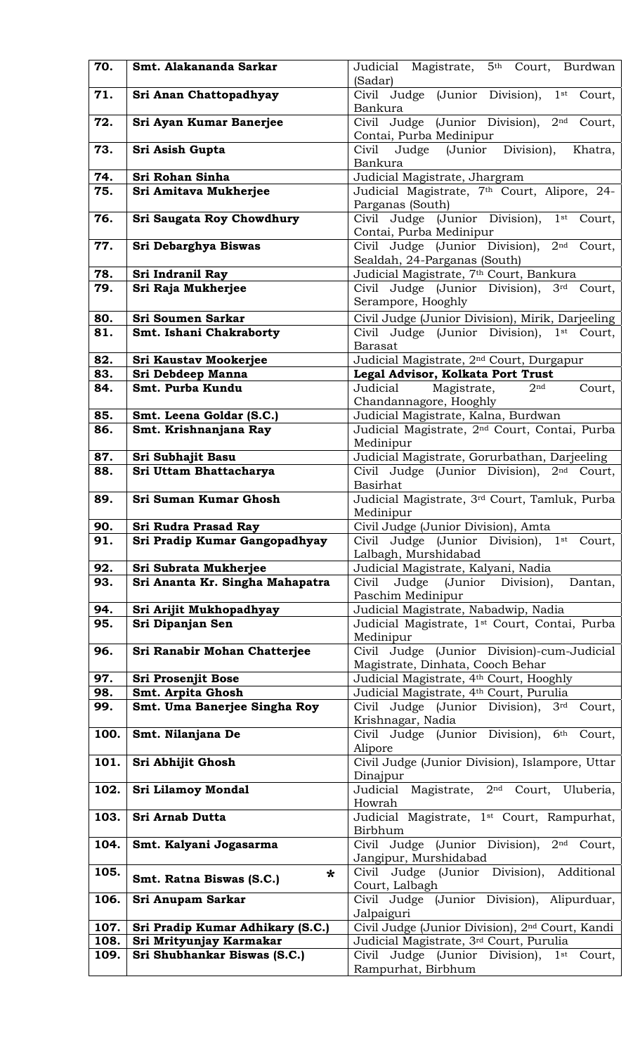| 70. | **Smt. Alakananda Sarkar** | Judicial Magistrate, 5th Court, Burdwan (Sadar) |
|---|---|---|
| 71. | **Sri Anan Chattopadhyay** | Civil Judge (Junior Division), 1st Court, Bankura |
| 72. | **Sri Ayan Kumar Banerjee** | Civil Judge (Junior Division), 2nd Court, Contai, Purba Medinipur |
| 73. | **Sri Asish Gupta** | Civil Judge (Junior Division), Khatra, Bankura |
| 74. | **Sri Rohan Sinha** | Judicial Magistrate, Jhargram |
| 75. | **Sri Amitava Mukherjee** | Judicial Magistrate, 7th Court, Alipore, 24-Parganas (South) |
| 76. | **Sri Saugata Roy Chowdhury** | Civil Judge (Junior Division), 1st Court, Contai, Purba Medinipur |
| 77. | **Sri Debarghya Biswas** | Civil Judge (Junior Division), 2nd Court, Sealdah, 24-Parganas (South) |
| 78. | **Sri Indranil Ray** | Judicial Magistrate, 7th Court, Bankura |
| 79. | **Sri Raja Mukherjee** | Civil Judge (Junior Division), 3rd Court, Serampore, Hooghly |
| 80. | **Sri Soumen Sarkar** | Civil Judge (Junior Division), Mirik, Darjeeling |
| 81. | **Smt. Ishani Chakraborty** | Civil Judge (Junior Division), 1st Court, Barasat |
| 82. | **Sri Kaustav Mookerjee** | Judicial Magistrate, 2nd Court, Durgapur |
| 83. | **Sri Debdeep Manna** | **Legal Advisor, Kolkata Port Trust** |
| 84. | **Smt. Purba Kundu** | Judicial Magistrate, 2nd Court, Chandannagore, Hooghly |
| 85. | **Smt. Leena Goldar (S.C.)** | Judicial Magistrate, Kalna, Burdwan |
| 86. | **Smt. Krishnanjana Ray** | Judicial Magistrate, 2nd Court, Contai, Purba Medinipur |
| 87. | **Sri Subhajit Basu** | Judicial Magistrate, Gorurbathan, Darjeeling |
| 88. | **Sri Uttam Bhattacharya** | Civil Judge (Junior Division), 2nd Court, Basirhat |
| 89. | **Sri Suman Kumar Ghosh** | Judicial Magistrate, 3rd Court, Tamluk, Purba Medinipur |
| 90. | **Sri Rudra Prasad Ray** | Civil Judge (Junior Division), Amta |
| 91. | **Sri Pradip Kumar Gangopadhyay** | Civil Judge (Junior Division), 1st Court, Lalbagh, Murshidabad |
| 92. | **Sri Subrata Mukherjee** | Judicial Magistrate, Kalyani, Nadia |
| 93. | **Sri Ananta Kr. Singha Mahapatra** | Civil Judge (Junior Division), Dantan, Paschim Medinipur |
| 94. | **Sri Arijit Mukhopadhyay** | Judicial Magistrate, Nabadwip, Nadia |
| 95. | **Sri Dipanjan Sen** | Judicial Magistrate, 1st Court, Contai, Purba Medinipur |
| 96. | **Sri Ranabir Mohan Chatterjee** | Civil Judge (Junior Division)-cum-Judicial Magistrate, Dinhata, Cooch Behar |
| 97. | **Sri Prosenjit Bose** | Judicial Magistrate, 4th Court, Hooghly |
| 98. | **Smt. Arpita Ghosh** | Judicial Magistrate, 4th Court, Purulia |
| 99. | **Smt. Uma Banerjee Singha Roy** | Civil Judge (Junior Division), 3rd Court, Krishnagar, Nadia |
| 100. | **Smt. Nilanjana De** | Civil Judge (Junior Division), 6th Court, Alipore |
| 101. | **Sri Abhijit Ghosh** | Civil Judge (Junior Division), Islampore, Uttar Dinajpur |
| 102. | **Sri Lilamoy Mondal** | Judicial Magistrate, 2nd Court, Uluberia, Howrah |
| 103. | **Sri Arnab Dutta** | Judicial Magistrate, 1st Court, Rampurhat, Birbhum |
| 104. | **Smt. Kalyani Jogasarma** | Civil Judge (Junior Division), 2nd Court, Jangipur, Murshidabad |
| 105. | **Smt. Ratna Biswas (S.C.)** * | Civil Judge (Junior Division), Additional Court, Lalbagh |
| 106. | **Sri Anupam Sarkar** | Civil Judge (Junior Division), Alipurduar, Jalpaiguri |
| 107. | **Sri Pradip Kumar Adhikary (S.C.)** | Civil Judge (Junior Division), 2nd Court, Kandi |
| 108. | **Sri Mrityunjay Karmakar** | Judicial Magistrate, 3rd Court, Purulia |
| 109. | **Sri Shubhankar Biswas (S.C.)** | Civil Judge (Junior Division), 1st Court, Rampurhat, Birbhum |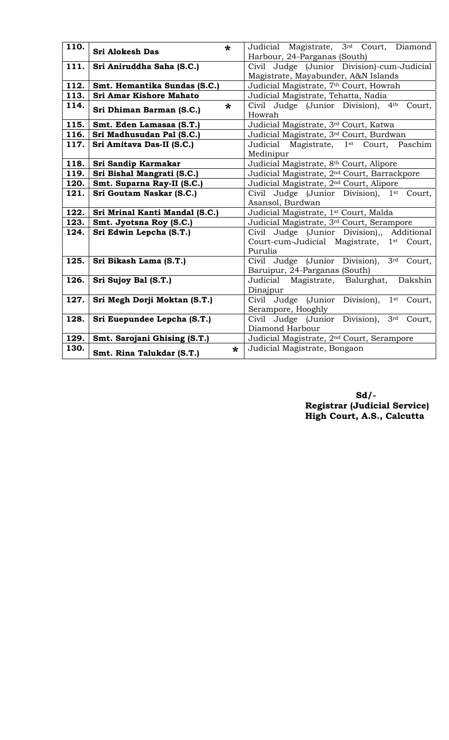| | | |
|---|---|---|
| **110.** | **Sri Alokesh Das** * | Judicial Magistrate, 3rd Court, Diamond Harbour, 24-Parganas (South) |
| **111.** | **Sri Aniruddha Saha (S.C.)** | Civil Judge (Junior Division)-cum-Judicial Magistrate, Mayabunder, A&N Islands |
| **112.** | **Smt. Hemantika Sundas (S.C.)** | Judicial Magistrate, 7th Court, Howrah |
| **113.** | **Sri Amar Kishore Mahato** | Judicial Magistrate, Tehatta, Nadia |
| **114.** | **Sri Dhiman Barman (S.C.)** * | Civil Judge (Junior Division), 4th Court, Howrah |
| **115.** | **Smt. Eden Lamasaa (S.T.)** | Judicial Magistrate, 3rd Court, Katwa |
| **116.** | **Sri Madhusudan Pal (S.C.)** | Judicial Magistrate, 3rd Court, Burdwan |
| **117.** | **Sri Amitava Das-II (S.C.)** | Judicial Magistrate, 1st Court, Paschim Medinipur |
| **118.** | **Sri Sandip Karmakar** | Judicial Magistrate, 8th Court, Alipore |
| **119.** | **Sri Bishal Mangrati (S.C.)** | Judicial Magistrate, 2nd Court, Barrackpore |
| **120.** | **Smt. Suparna Ray-II (S.C.)** | Judicial Magistrate, 2nd Court, Alipore |
| **121.** | **Sri Goutam Naskar (S.C.)** | Civil Judge (Junior Division), 1st Court, Asansol, Burdwan |
| **122.** | **Sri Mrinal Kanti Mandal (S.C.)** | Judicial Magistrate, 1st Court, Malda |
| **123.** | **Smt. Jyotsna Roy (S.C.)** | Judicial Magistrate, 3rd Court, Serampore |
| **124.** | **Sri Edwin Lepcha (S.T.)** | Civil Judge (Junior Division),, Additional Court-cum-Judicial Magistrate, 1st Court, Purulia |
| **125.** | **Sri Bikash Lama (S.T.)** | Civil Judge (Junior Division), 3rd Court, Baruipur, 24-Parganas (South) |
| **126.** | **Sri Sujoy Bal (S.T.)** | Judicial Magistrate, Balurghat, Dakshin Dinajpur |
| **127.** | **Sri Megh Dorji Moktan (S.T.)** | Civil Judge (Junior Division), 1st Court, Serampore, Hooghly |
| **128.** | **Sri Euepundee Lepcha (S.T.)** | Civil Judge (Junior Division), 3rd Court, Diamond Harbour |
| **129.** | **Smt. Sarojani Ghising (S.T.)** | Judicial Magistrate, 2nd Court, Serampore |
| **130.** | **Smt. Rina Talukdar (S.T.)** * | Judicial Magistrate, Bongaon |

**Sd/-**
**Registrar (Judicial Service)**
**High Court, A.S., Calcutta**